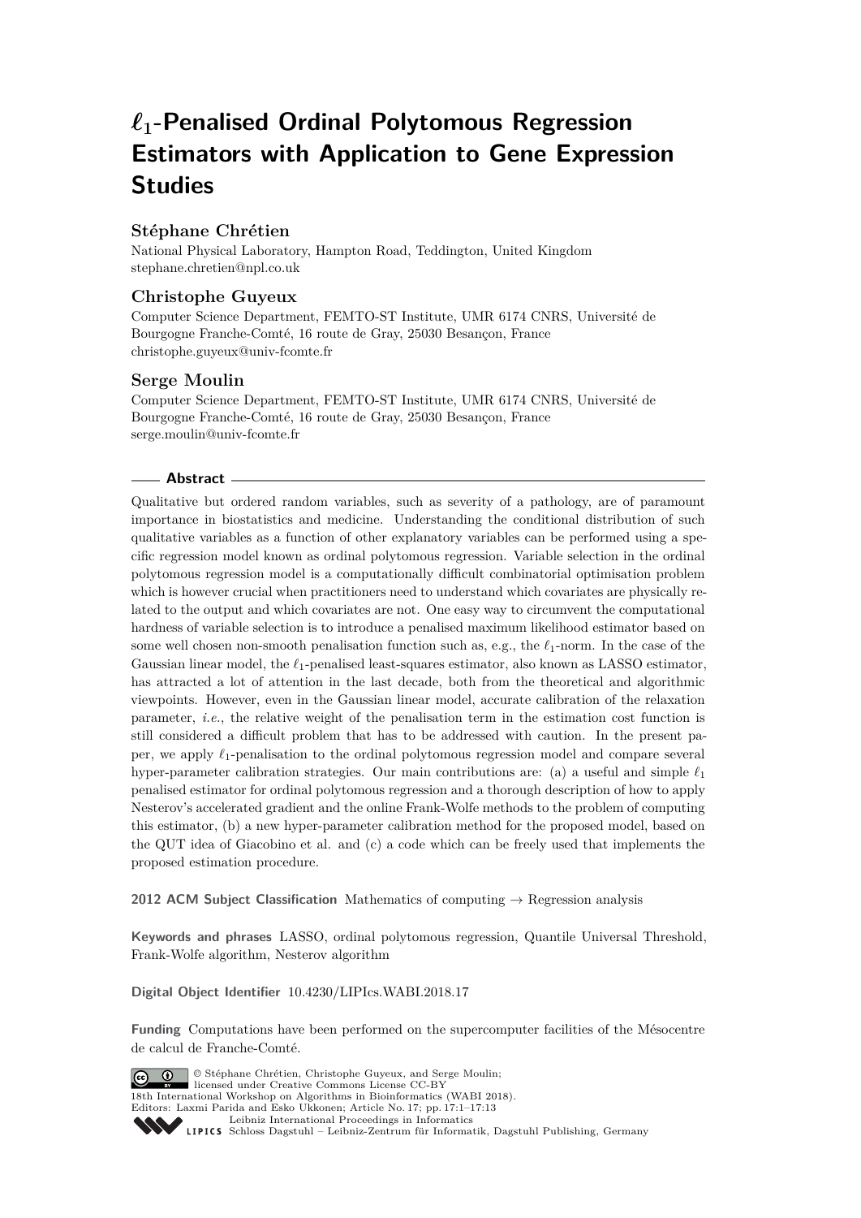# $\ell_1$-Penalised Ordinal Polytomous Regression Estimators with Application to Gene Expression Studies

**Stéphane Chrétien**

National Physical Laboratory, Hampton Road, Teddington, United Kingdom
stephane.chretien@npl.co.uk

**Christophe Guyeux**

Computer Science Department, FEMTO-ST Institute, UMR 6174 CNRS, Université de Bourgogne Franche-Comté, 16 route de Gray, 25030 Besançon, France
christophe.guyeux@univ-fcomte.fr

**Serge Moulin**

Computer Science Department, FEMTO-ST Institute, UMR 6174 CNRS, Université de Bourgogne Franche-Comté, 16 route de Gray, 25030 Besançon, France
serge.moulin@univ-fcomte.fr

## Abstract

Qualitative but ordered random variables, such as severity of a pathology, are of paramount importance in biostatistics and medicine. Understanding the conditional distribution of such qualitative variables as a function of other explanatory variables can be performed using a specific regression model known as ordinal polytomous regression. Variable selection in the ordinal polytomous regression model is a computationally difficult combinatorial optimisation problem which is however crucial when practitioners need to understand which covariates are physically related to the output and which covariates are not. One easy way to circumvent the computational hardness of variable selection is to introduce a penalised maximum likelihood estimator based on some well chosen non-smooth penalisation function such as, e.g., the $\ell_1$-norm. In the case of the Gaussian linear model, the $\ell_1$-penalised least-squares estimator, also known as LASSO estimator, has attracted a lot of attention in the last decade, both from the theoretical and algorithmic viewpoints. However, even in the Gaussian linear model, accurate calibration of the relaxation parameter, *i.e.*, the relative weight of the penalisation term in the estimation cost function is still considered a difficult problem that has to be addressed with caution. In the present paper, we apply $\ell_1$-penalisation to the ordinal polytomous regression model and compare several hyper-parameter calibration strategies. Our main contributions are: (a) a useful and simple $\ell_1$ penalised estimator for ordinal polytomous regression and a thorough description of how to apply Nesterov's accelerated gradient and the online Frank-Wolfe methods to the problem of computing this estimator, (b) a new hyper-parameter calibration method for the proposed model, based on the QUT idea of Giacobino et al. and (c) a code which can be freely used that implements the proposed estimation procedure.

**2012 ACM Subject Classification** Mathematics of computing → Regression analysis

**Keywords and phrases** LASSO, ordinal polytomous regression, Quantile Universal Threshold, Frank-Wolfe algorithm, Nesterov algorithm

**Digital Object Identifier** 10.4230/LIPIcs.WABI.2018.17

**Funding** Computations have been performed on the supercomputer facilities of the Mésocentre de calcul de Franche-Comté.

© Stéphane Chrétien, Christophe Guyeux, and Serge Moulin;
licensed under Creative Commons License CC-BY
18th International Workshop on Algorithms in Bioinformatics (WABI 2018).
Editors: Laxmi Parida and Esko Ukkonen; Article No. 17; pp. 17:1–17:13
Leibniz International Proceedings in Informatics
Schloss Dagstuhl – Leibniz-Zentrum für Informatik, Dagstuhl Publishing, Germany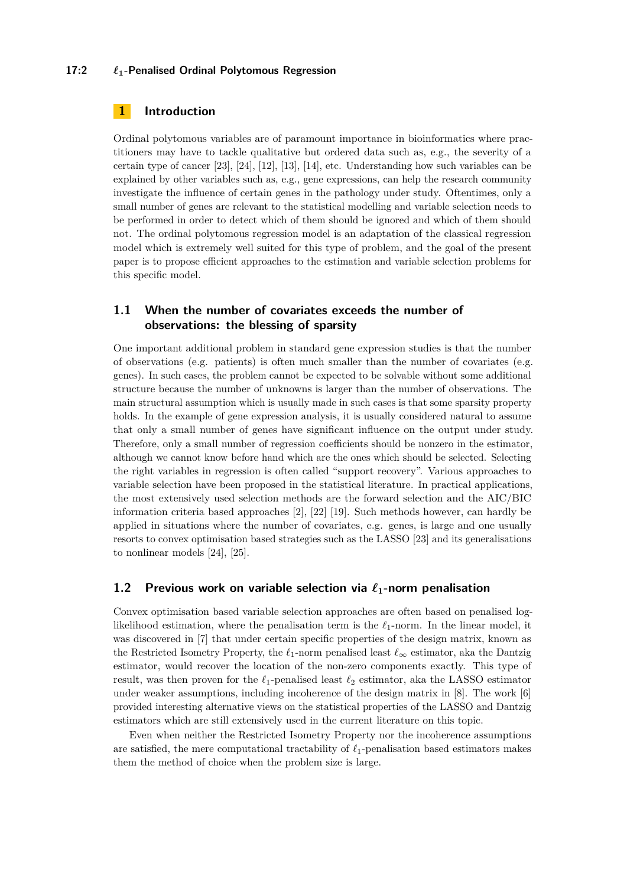## 1 Introduction

Ordinal polytomous variables are of paramount importance in bioinformatics where practitioners may have to tackle qualitative but ordered data such as, e.g., the severity of a certain type of cancer [23], [24], [12], [13], [14], etc. Understanding how such variables can be explained by other variables such as, e.g., gene expressions, can help the research community investigate the influence of certain genes in the pathology under study. Oftentimes, only a small number of genes are relevant to the statistical modelling and variable selection needs to be performed in order to detect which of them should be ignored and which of them should not. The ordinal polytomous regression model is an adaptation of the classical regression model which is extremely well suited for this type of problem, and the goal of the present paper is to propose efficient approaches to the estimation and variable selection problems for this specific model.

### 1.1 When the number of covariates exceeds the number of observations: the blessing of sparsity

One important additional problem in standard gene expression studies is that the number of observations (e.g. patients) is often much smaller than the number of covariates (e.g. genes). In such cases, the problem cannot be expected to be solvable without some additional structure because the number of unknowns is larger than the number of observations. The main structural assumption which is usually made in such cases is that some sparsity property holds. In the example of gene expression analysis, it is usually considered natural to assume that only a small number of genes have significant influence on the output under study. Therefore, only a small number of regression coefficients should be nonzero in the estimator, although we cannot know before hand which are the ones which should be selected. Selecting the right variables in regression is often called "support recovery". Various approaches to variable selection have been proposed in the statistical literature. In practical applications, the most extensively used selection methods are the forward selection and the AIC/BIC information criteria based approaches [2], [22] [19]. Such methods however, can hardly be applied in situations where the number of covariates, e.g. genes, is large and one usually resorts to convex optimisation based strategies such as the LASSO [23] and its generalisations to nonlinear models [24], [25].

### 1.2 Previous work on variable selection via $\ell_1$-norm penalisation

Convex optimisation based variable selection approaches are often based on penalised log-likelihood estimation, where the penalisation term is the $\ell_1$-norm. In the linear model, it was discovered in [7] that under certain specific properties of the design matrix, known as the Restricted Isometry Property, the $\ell_1$-norm penalised least $\ell_\infty$ estimator, aka the Dantzig estimator, would recover the location of the non-zero components exactly. This type of result, was then proven for the $\ell_1$-penalised least $\ell_2$ estimator, aka the LASSO estimator under weaker assumptions, including incoherence of the design matrix in [8]. The work [6] provided interesting alternative views on the statistical properties of the LASSO and Dantzig estimators which are still extensively used in the current literature on this topic.

Even when neither the Restricted Isometry Property nor the incoherence assumptions are satisfied, the mere computational tractability of $\ell_1$-penalisation based estimators makes them the method of choice when the problem size is large.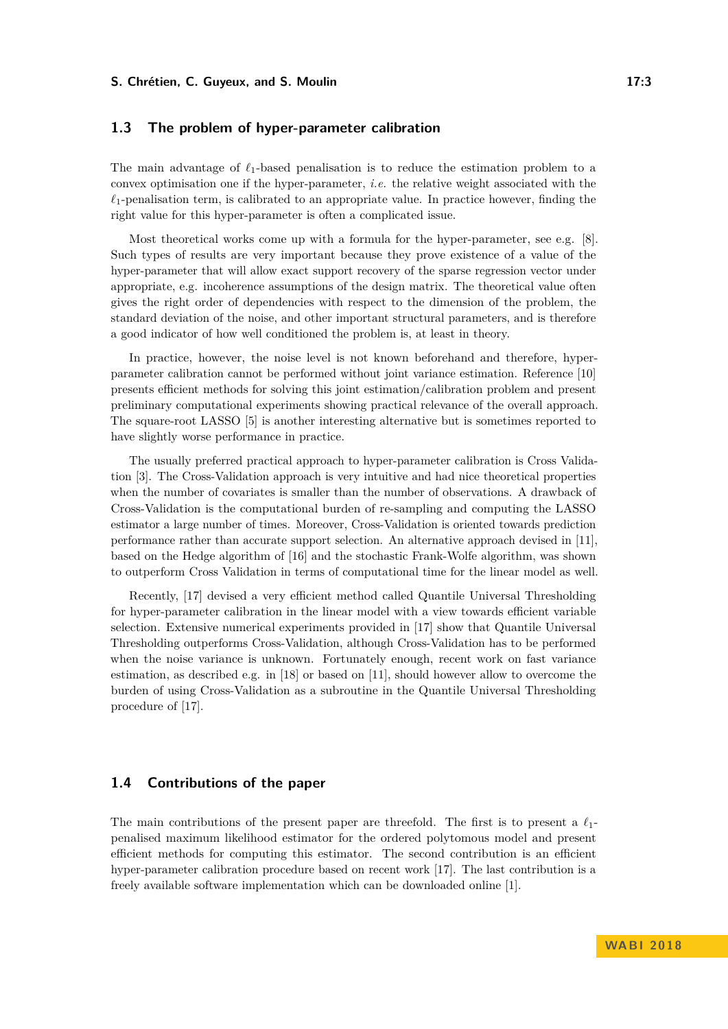## 1.3 The problem of hyper-parameter calibration

The main advantage of $\ell_1$-based penalisation is to reduce the estimation problem to a convex optimisation one if the hyper-parameter, *i.e.* the relative weight associated with the $\ell_1$-penalisation term, is calibrated to an appropriate value. In practice however, finding the right value for this hyper-parameter is often a complicated issue.

Most theoretical works come up with a formula for the hyper-parameter, see e.g. [8]. Such types of results are very important because they prove existence of a value of the hyper-parameter that will allow exact support recovery of the sparse regression vector under appropriate, e.g. incoherence assumptions of the design matrix. The theoretical value often gives the right order of dependencies with respect to the dimension of the problem, the standard deviation of the noise, and other important structural parameters, and is therefore a good indicator of how well conditioned the problem is, at least in theory.

In practice, however, the noise level is not known beforehand and therefore, hyper-parameter calibration cannot be performed without joint variance estimation. Reference [10] presents efficient methods for solving this joint estimation/calibration problem and present preliminary computational experiments showing practical relevance of the overall approach. The square-root LASSO [5] is another interesting alternative but is sometimes reported to have slightly worse performance in practice.

The usually preferred practical approach to hyper-parameter calibration is Cross Validation [3]. The Cross-Validation approach is very intuitive and had nice theoretical properties when the number of covariates is smaller than the number of observations. A drawback of Cross-Validation is the computational burden of re-sampling and computing the LASSO estimator a large number of times. Moreover, Cross-Validation is oriented towards prediction performance rather than accurate support selection. An alternative approach devised in [11], based on the Hedge algorithm of [16] and the stochastic Frank-Wolfe algorithm, was shown to outperform Cross Validation in terms of computational time for the linear model as well.

Recently, [17] devised a very efficient method called Quantile Universal Thresholding for hyper-parameter calibration in the linear model with a view towards efficient variable selection. Extensive numerical experiments provided in [17] show that Quantile Universal Thresholding outperforms Cross-Validation, although Cross-Validation has to be performed when the noise variance is unknown. Fortunately enough, recent work on fast variance estimation, as described e.g. in [18] or based on [11], should however allow to overcome the burden of using Cross-Validation as a subroutine in the Quantile Universal Thresholding procedure of [17].

## 1.4 Contributions of the paper

The main contributions of the present paper are threefold. The first is to present a $\ell_1$-penalised maximum likelihood estimator for the ordered polytomous model and present efficient methods for computing this estimator. The second contribution is an efficient hyper-parameter calibration procedure based on recent work [17]. The last contribution is a freely available software implementation which can be downloaded online [1].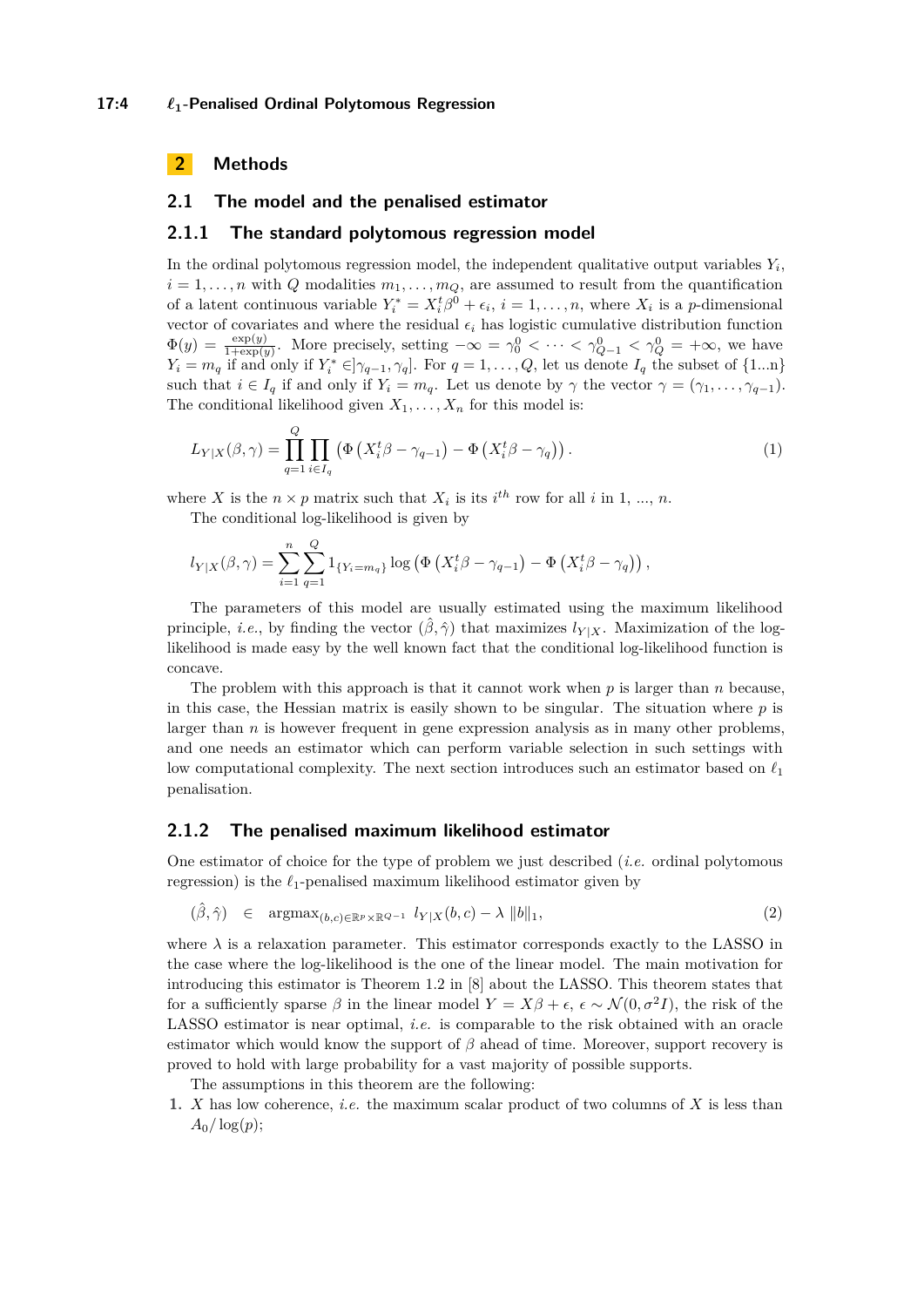## 2 Methods

### 2.1 The model and the penalised estimator

#### 2.1.1 The standard polytomous regression model

In the ordinal polytomous regression model, the independent qualitative output variables $Y_i$, $i = 1, \ldots, n$ with $Q$ modalities $m_1, \ldots, m_Q$, are assumed to result from the quantification of a latent continuous variable $Y_i^* = X_i^t \beta^0 + \epsilon_i$, $i = 1, \ldots, n$, where $X_i$ is a $p$-dimensional vector of covariates and where the residual $\epsilon_i$ has logistic cumulative distribution function $\Phi(y) = \frac{\exp(y)}{1+\exp(y)}$. More precisely, setting $-\infty = \gamma_0^0 < \cdots < \gamma_{Q-1}^0 < \gamma_Q^0 = +\infty$, we have $Y_i = m_q$ if and only if $Y_i^* \in ]\gamma_{q-1}, \gamma_q]$. For $q = 1, \ldots, Q$, let us denote $I_q$ the subset of $\{1...n\}$ such that $i \in I_q$ if and only if $Y_i = m_q$. Let us denote by $\gamma$ the vector $\gamma = (\gamma_1, \ldots, \gamma_{q-1})$. The conditional likelihood given $X_1, \ldots, X_n$ for this model is:

$$L_{Y|X}(\beta, \gamma) = \prod_{q=1}^{Q} \prod_{i \in I_q} \left( \Phi\left(X_i^t \beta - \gamma_{q-1}\right) - \Phi\left(X_i^t \beta - \gamma_q\right) \right). \tag{1}$$

where $X$ is the $n \times p$ matrix such that $X_i$ is its $i^{th}$ row for all $i$ in 1, ..., $n$.

The conditional log-likelihood is given by

$$l_{Y|X}(\beta, \gamma) = \sum_{i=1}^{n} \sum_{q=1}^{Q} 1_{\{Y_i = m_q\}} \log\left( \Phi\left(X_i^t \beta - \gamma_{q-1}\right) - \Phi\left(X_i^t \beta - \gamma_q\right) \right),$$

The parameters of this model are usually estimated using the maximum likelihood principle, *i.e.*, by finding the vector $(\hat{\beta}, \hat{\gamma})$ that maximizes $l_{Y|X}$. Maximization of the log-likelihood is made easy by the well known fact that the conditional log-likelihood function is concave.

The problem with this approach is that it cannot work when $p$ is larger than $n$ because, in this case, the Hessian matrix is easily shown to be singular. The situation where $p$ is larger than $n$ is however frequent in gene expression analysis as in many other problems, and one needs an estimator which can perform variable selection in such settings with low computational complexity. The next section introduces such an estimator based on $\ell_1$ penalisation.

#### 2.1.2 The penalised maximum likelihood estimator

One estimator of choice for the type of problem we just described (*i.e.* ordinal polytomous regression) is the $\ell_1$-penalised maximum likelihood estimator given by

$$(\hat{\beta}, \hat{\gamma}) \quad \in \quad \text{argmax}_{(b,c) \in \mathbb{R}^p \times \mathbb{R}^{Q-1}} \; l_{Y|X}(b, c) - \lambda \, \|b\|_1, \tag{2}$$

where $\lambda$ is a relaxation parameter. This estimator corresponds exactly to the LASSO in the case where the log-likelihood is the one of the linear model. The main motivation for introducing this estimator is Theorem 1.2 in [8] about the LASSO. This theorem states that for a sufficiently sparse $\beta$ in the linear model $Y = X\beta + \epsilon$, $\epsilon \sim \mathcal{N}(0, \sigma^2 I)$, the risk of the LASSO estimator is near optimal, *i.e.* is comparable to the risk obtained with an oracle estimator which would know the support of $\beta$ ahead of time. Moreover, support recovery is proved to hold with large probability for a vast majority of possible supports.

The assumptions in this theorem are the following:

1. $X$ has low coherence, *i.e.* the maximum scalar product of two columns of $X$ is less than $A_0 / \log(p)$;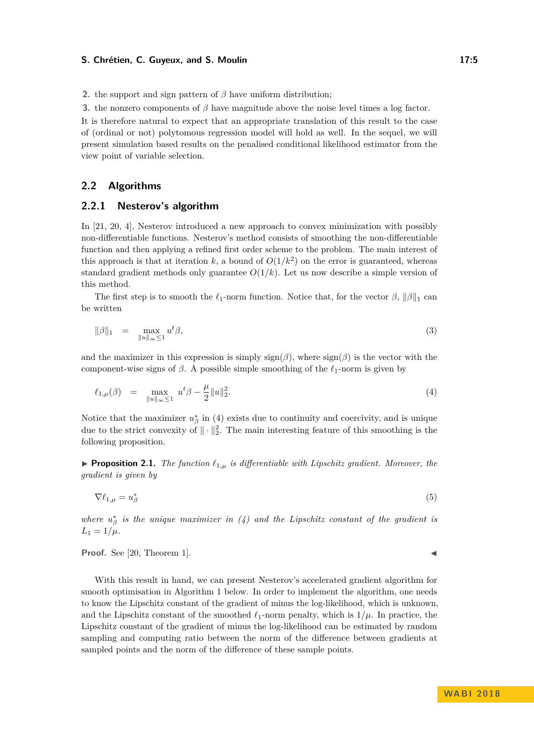2. the support and sign pattern of $\beta$ have uniform distribution;
3. the nonzero components of $\beta$ have magnitude above the noise level times a log factor.

It is therefore natural to expect that an appropriate translation of this result to the case of (ordinal or not) polytomous regression model will hold as well. In the sequel, we will present simulation based results on the penalised conditional likelihood estimator from the view point of variable selection.

## 2.2 Algorithms

### 2.2.1 Nesterov's algorithm

In [21, 20, 4], Nesterov introduced a new approach to convex minimization with possibly non-differentiable functions. Nesterov's method consists of smoothing the non-differentiable function and then applying a refined first order scheme to the problem. The main interest of this approach is that at iteration $k$, a bound of $O(1/k^2)$ on the error is guaranteed, whereas standard gradient methods only guarantee $O(1/k)$. Let us now describe a simple version of this method.

The first step is to smooth the $\ell_1$-norm function. Notice that, for the vector $\beta$, $\|\beta\|_1$ can be written

$$\|\beta\|_1 \quad = \quad \max_{\|u\|_\infty \leq 1} u^t \beta, \tag{3}$$

and the maximizer in this expression is simply $\text{sign}(\beta)$, where $\text{sign}(\beta)$ is the vector with the component-wise signs of $\beta$. A possible simple smoothing of the $\ell_1$-norm is given by

$$\ell_{1,\mu}(\beta) \quad = \quad \max_{\|u\|_\infty \leq 1} u^t \beta - \frac{\mu}{2}\|u\|_2^2. \tag{4}$$

Notice that the maximizer $u^*_\beta$ in (4) exists due to continuity and coercivity, and is unique due to the strict convexity of $\|\cdot\|_2^2$. The main interesting feature of this smoothing is the following proposition.

▶ **Proposition 2.1.** *The function $\ell_{1,\mu}$ is differentiable with Lipschitz gradient. Moreover, the gradient is given by*

$$\nabla \ell_{1,\mu} = u^*_\beta \tag{5}$$

*where $u^*_\beta$ is the unique maximizer in (4) and the Lipschitz constant of the gradient is $L_1 = 1/\mu$.*

**Proof.** See [20, Theorem 1]. ◀

With this result in hand, we can present Nesterov's accelerated gradient algorithm for smooth optimisation in Algorithm 1 below. In order to implement the algorithm, one needs to know the Lipschitz constant of the gradient of minus the log-likelihood, which is unknown, and the Lipschitz constant of the smoothed $\ell_1$-norm penalty, which is $1/\mu$. In practice, the Lipschitz constant of the gradient of minus the log-likelihood can be estimated by random sampling and computing ratio between the norm of the difference between gradients at sampled points and the norm of the difference of these sample points.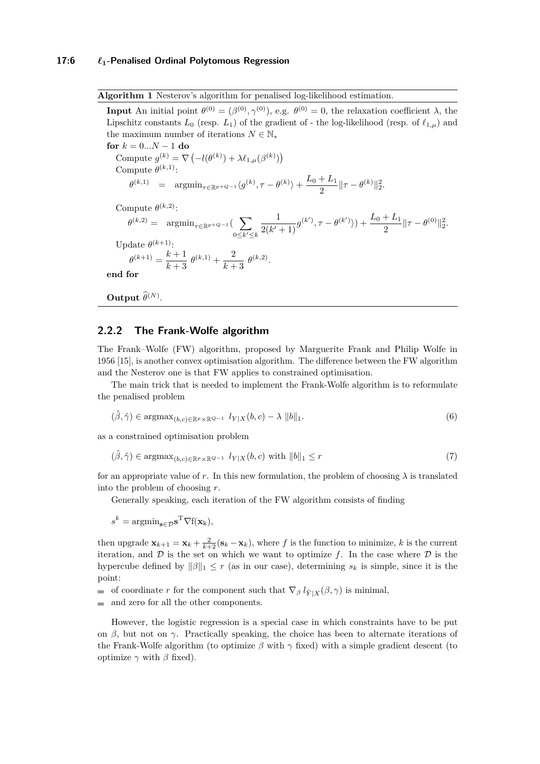**Algorithm 1** Nesterov's algorithm for penalised log-likelihood estimation.

**Input** An initial point $\theta^{(0)} = (\beta^{(0)}, \gamma^{(0)})$, e.g. $\theta^{(0)} = 0$, the relaxation coefficient $\lambda$, the Lipschitz constants $L_0$ (resp. $L_1$) of the gradient of - the log-likelihood (resp. of $\ell_{1,\mu}$) and the maximum number of iterations $N \in \mathbb{N}_*$

**for** $k = 0...N-1$ **do**

Compute $g^{(k)} = \nabla\left(-l(\theta^{(k)}) + \lambda\ell_{1,\mu}(\beta^{(k)})\right)$

Compute $\theta^{(k,1)}$:

$$\theta^{(k,1)} \quad = \quad \mathrm{argmin}_{\tau\in\mathbb{R}^{p+Q-1}}\langle g^{(k)}, \tau - \theta^{(k)}\rangle + \frac{L_0 + L_1}{2}\|\tau - \theta^{(k)}\|_2^2.$$

Compute $\theta^{(k,2)}$:

$$\theta^{(k,2)} = \quad \mathrm{argmin}_{\tau\in\mathbb{R}^{p+Q-1}}\Big(\sum_{0\leq k'\leq k} \frac{1}{2(k'+1)} g^{(k')}, \tau - \theta^{(k')}\rangle\Big) + \frac{L_0 + L_1}{2}\|\tau - \theta^{(0)}\|_2^2.$$

Update $\theta^{(k+1)}$:

$$\theta^{(k+1)} = \frac{k+1}{k+3}\ \theta^{(k,1)} + \frac{2}{k+3}\ \theta^{(k,2)}.$$

**end for**

**Output** $\widehat{\theta}^{(N)}$.

### 2.2.2 The Frank-Wolfe algorithm

The Frank–Wolfe (FW) algorithm, proposed by Marguerite Frank and Philip Wolfe in 1956 [15], is another convex optimisation algorithm. The difference between the FW algorithm and the Nesterov one is that FW applies to constrained optimisation.

The main trick that is needed to implement the Frank-Wolfe algorithm is to reformulate the penalised problem

$$(\hat{\beta}, \hat{\gamma}) \in \mathrm{argmax}_{(b,c)\in\mathbb{R}^p\times\mathbb{R}^{Q-1}}\ l_{Y|X}(b,c) - \lambda\ \|b\|_1. \tag{6}$$

as a constrained optimisation problem

$$(\hat{\beta}, \hat{\gamma}) \in \mathrm{argmax}_{(b,c)\in\mathbb{R}^p\times\mathbb{R}^{Q-1}}\ l_{Y|X}(b,c) \text{ with } \|b\|_1 \leq r \tag{7}$$

for an appropriate value of $r$. In this new formulation, the problem of choosing $\lambda$ is translated into the problem of choosing $r$.

Generally speaking, each iteration of the FW algorithm consists of finding

$$s^k = \mathrm{argmin}_{\mathbf{s}\in\mathcal{D}}\mathbf{s}^{\mathrm{T}}\nabla \mathrm{f}(\mathbf{x}_\mathrm{k}),$$

then upgrade $\mathbf{x}_{k+1} = \mathbf{x}_k + \frac{2}{k+2}(\mathbf{s}_k - \mathbf{x}_k)$, where $f$ is the function to minimize, $k$ is the current iteration, and $\mathcal{D}$ is the set on which we want to optimize $f$. In the case where $\mathcal{D}$ is the hypercube defined by $\|\beta\|_1 \leq r$ (as in our case), determining $s_k$ is simple, since it is the point:

- of coordinate $r$ for the component such that $\nabla_\beta\, l_{\tilde{Y}|X}(\beta, \gamma)$ is minimal,
- and zero for all the other components.

However, the logistic regression is a special case in which constraints have to be put on $\beta$, but not on $\gamma$. Practically speaking, the choice has been to alternate iterations of the Frank-Wolfe algorithm (to optimize $\beta$ with $\gamma$ fixed) with a simple gradient descent (to optimize $\gamma$ with $\beta$ fixed).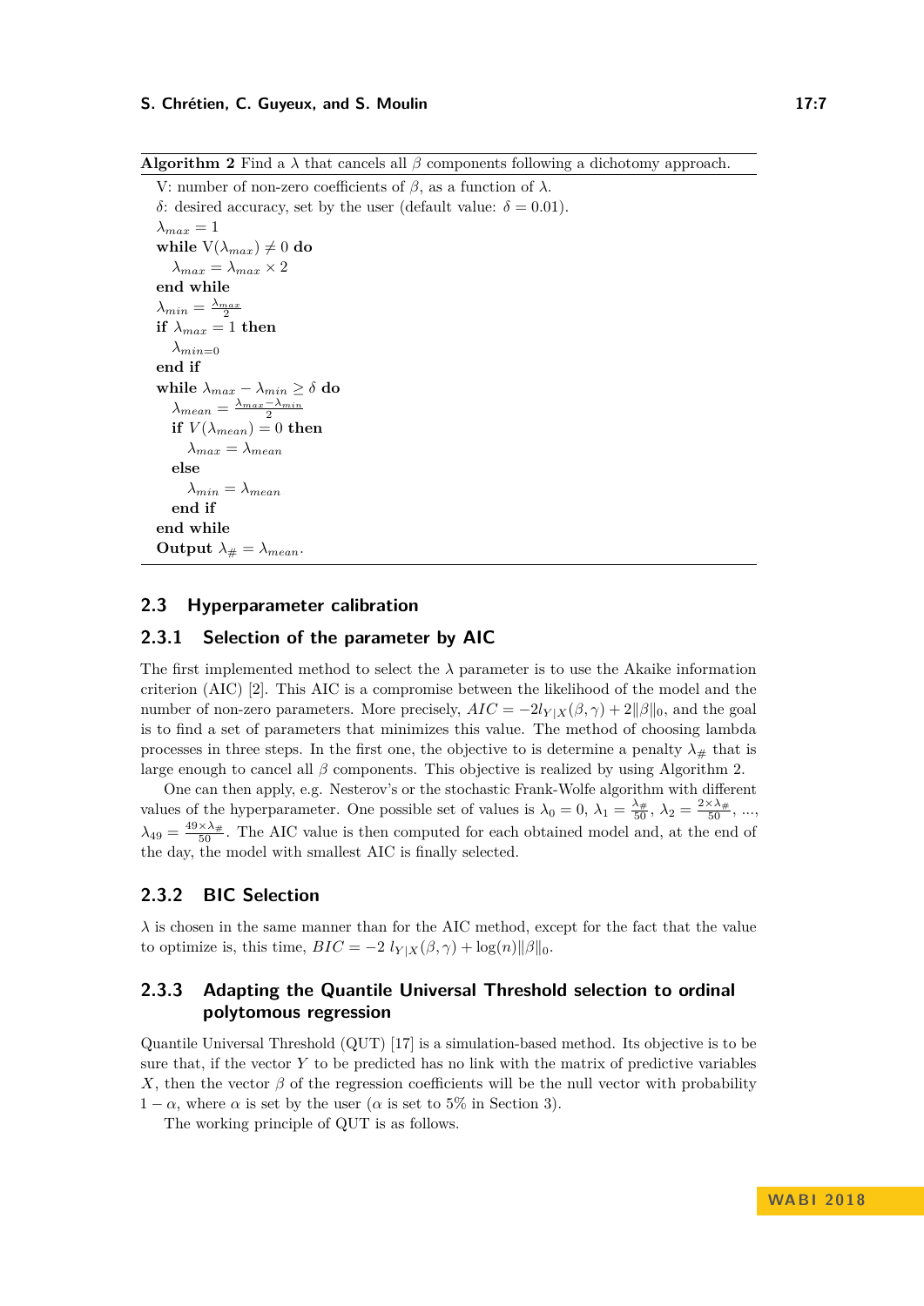**Algorithm 2** Find a $\lambda$ that cancels all $\beta$ components following a dichotomy approach.

```
V: number of non-zero coefficients of β, as a function of λ.
δ: desired accuracy, set by the user (default value: δ = 0.01).
λ_max = 1
while V(λ_max) ≠ 0 do
    λ_max = λ_max × 2
end while
λ_min = λ_max / 2
if λ_max = 1 then
    λ_min=0
end if
while λ_max − λ_min ≥ δ do
    λ_mean = (λ_max − λ_min) / 2
    if V(λ_mean) = 0 then
        λ_max = λ_mean
    else
        λ_min = λ_mean
    end if
end while
Output λ_# = λ_mean.
```

## 2.3 Hyperparameter calibration

### 2.3.1 Selection of the parameter by AIC

The first implemented method to select the $\lambda$ parameter is to use the Akaike information criterion (AIC) [2]. This AIC is a compromise between the likelihood of the model and the number of non-zero parameters. More precisely, $AIC = -2l_{Y|X}(\beta, \gamma) + 2\|\beta\|_0$, and the goal is to find a set of parameters that minimizes this value. The method of choosing lambda processes in three steps. In the first one, the objective to is determine a penalty $\lambda_{\#}$ that is large enough to cancel all $\beta$ components. This objective is realized by using Algorithm 2.

One can then apply, e.g. Nesterov's or the stochastic Frank-Wolfe algorithm with different values of the hyperparameter. One possible set of values is $\lambda_0 = 0$, $\lambda_1 = \frac{\lambda_{\#}}{50}$, $\lambda_2 = \frac{2\times\lambda_{\#}}{50}$, ..., $\lambda_{49} = \frac{49\times\lambda_{\#}}{50}$. The AIC value is then computed for each obtained model and, at the end of the day, the model with smallest AIC is finally selected.

### 2.3.2 BIC Selection

$\lambda$ is chosen in the same manner than for the AIC method, except for the fact that the value to optimize is, this time, $BIC = -2\ l_{Y|X}(\beta, \gamma) + \log(n)\|\beta\|_0$.

### 2.3.3 Adapting the Quantile Universal Threshold selection to ordinal polytomous regression

Quantile Universal Threshold (QUT) [17] is a simulation-based method. Its objective is to be sure that, if the vector $Y$ to be predicted has no link with the matrix of predictive variables $X$, then the vector $\beta$ of the regression coefficients will be the null vector with probability $1 - \alpha$, where $\alpha$ is set by the user ($\alpha$ is set to 5% in Section 3).

The working principle of QUT is as follows.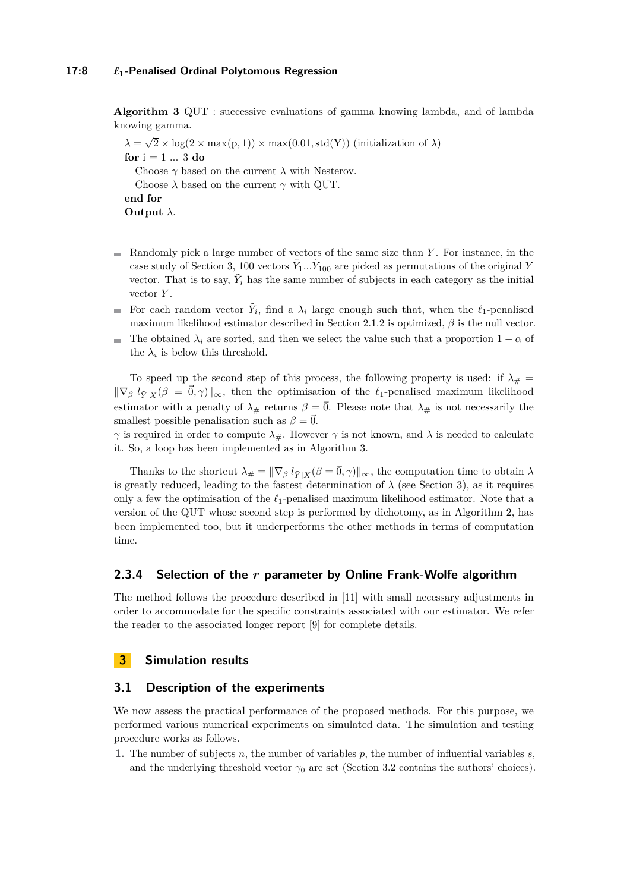**Algorithm 3** QUT : successive evaluations of gamma knowing lambda, and of lambda knowing gamma.

```
λ = √2 × log(2 × max(p, 1)) × max(0.01, std(Y)) (initialization of λ)
for i = 1 ... 3 do
    Choose γ based on the current λ with Nesterov.
    Choose λ based on the current γ with QUT.
end for
Output λ.
```

- Randomly pick a large number of vectors of the same size than $Y$. For instance, in the case study of Section 3, 100 vectors $\tilde{Y}_1 ... \tilde{Y}_{100}$ are picked as permutations of the original $Y$ vector. That is to say, $\tilde{Y}_i$ has the same number of subjects in each category as the initial vector $Y$.
- For each random vector $\tilde{Y}_i$, find a $\lambda_i$ large enough such that, when the $\ell_1$-penalised maximum likelihood estimator described in Section 2.1.2 is optimized, $\beta$ is the null vector.
- The obtained $\lambda_i$ are sorted, and then we select the value such that a proportion $1 - \alpha$ of the $\lambda_i$ is below this threshold.

To speed up the second step of this process, the following property is used: if $\lambda_\# = \|\nabla_\beta \, l_{\tilde{Y}|X}(\beta = \vec{0}, \gamma)\|_\infty$, then the optimisation of the $\ell_1$-penalised maximum likelihood estimator with a penalty of $\lambda_\#$ returns $\beta = \vec{0}$. Please note that $\lambda_\#$ is not necessarily the smallest possible penalisation such as $\beta = \vec{0}$.
$\gamma$ is required in order to compute $\lambda_\#$. However $\gamma$ is not known, and $\lambda$ is needed to calculate it. So, a loop has been implemented as in Algorithm 3.

Thanks to the shortcut $\lambda_\# = \|\nabla_\beta \, l_{\tilde{Y}|X}(\beta = \vec{0}, \gamma)\|_\infty$, the computation time to obtain $\lambda$ is greatly reduced, leading to the fastest determination of $\lambda$ (see Section 3), as it requires only a few the optimisation of the $\ell_1$-penalised maximum likelihood estimator. Note that a version of the QUT whose second step is performed by dichotomy, as in Algorithm 2, has been implemented too, but it underperforms the other methods in terms of computation time.

#### 2.3.4 Selection of the $r$ parameter by Online Frank-Wolfe algorithm

The method follows the procedure described in [11] with small necessary adjustments in order to accommodate for the specific constraints associated with our estimator. We refer the reader to the associated longer report [9] for complete details.

## 3 Simulation results

### 3.1 Description of the experiments

We now assess the practical performance of the proposed methods. For this purpose, we performed various numerical experiments on simulated data. The simulation and testing procedure works as follows.

1. The number of subjects $n$, the number of variables $p$, the number of influential variables $s$, and the underlying threshold vector $\gamma_0$ are set (Section 3.2 contains the authors' choices).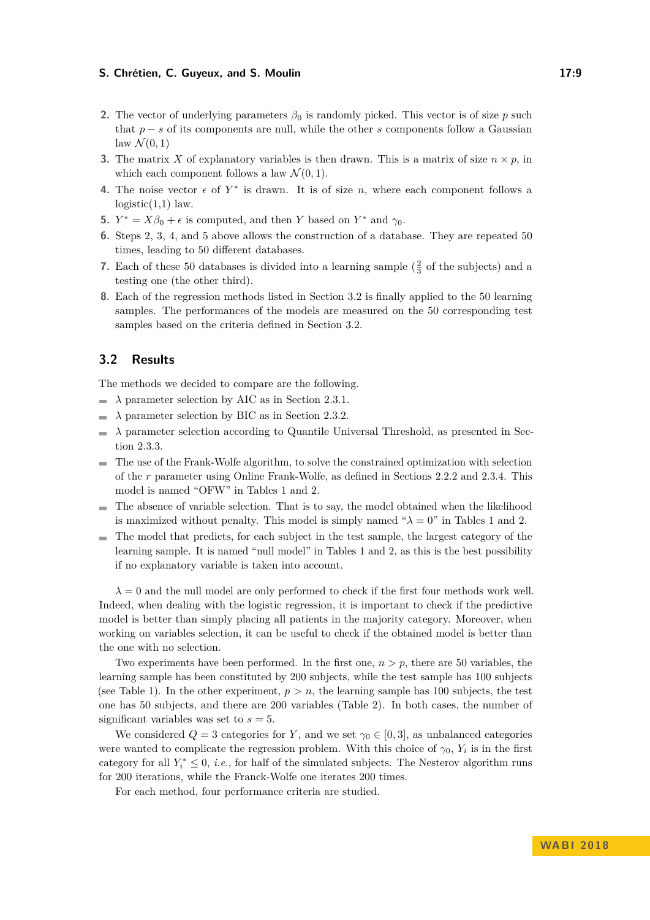2. The vector of underlying parameters $\beta_0$ is randomly picked. This vector is of size $p$ such that $p - s$ of its components are null, while the other $s$ components follow a Gaussian law $\mathcal{N}(0, 1)$
3. The matrix $X$ of explanatory variables is then drawn. This is a matrix of size $n \times p$, in which each component follows a law $\mathcal{N}(0, 1)$.
4. The noise vector $\epsilon$ of $Y^*$ is drawn. It is of size $n$, where each component follows a logistic(1,1) law.
5. $Y^* = X\beta_0 + \epsilon$ is computed, and then $Y$ based on $Y^*$ and $\gamma_0$.
6. Steps 2, 3, 4, and 5 above allows the construction of a database. They are repeated 50 times, leading to 50 different databases.
7. Each of these 50 databases is divided into a learning sample ($\frac{2}{3}$ of the subjects) and a testing one (the other third).
8. Each of the regression methods listed in Section 3.2 is finally applied to the 50 learning samples. The performances of the models are measured on the 50 corresponding test samples based on the criteria defined in Section 3.2.

## 3.2 Results

The methods we decided to compare are the following.

- $\lambda$ parameter selection by AIC as in Section 2.3.1.
- $\lambda$ parameter selection by BIC as in Section 2.3.2.
- $\lambda$ parameter selection according to Quantile Universal Threshold, as presented in Section 2.3.3.
- The use of the Frank-Wolfe algorithm, to solve the constrained optimization with selection of the $r$ parameter using Online Frank-Wolfe, as defined in Sections 2.2.2 and 2.3.4. This model is named "OFW" in Tables 1 and 2.
- The absence of variable selection. That is to say, the model obtained when the likelihood is maximized without penalty. This model is simply named "$\lambda = 0$" in Tables 1 and 2.
- The model that predicts, for each subject in the test sample, the largest category of the learning sample. It is named "null model" in Tables 1 and 2, as this is the best possibility if no explanatory variable is taken into account.

$\lambda = 0$ and the null model are only performed to check if the first four methods work well. Indeed, when dealing with the logistic regression, it is important to check if the predictive model is better than simply placing all patients in the majority category. Moreover, when working on variables selection, it can be useful to check if the obtained model is better than the one with no selection.

Two experiments have been performed. In the first one, $n > p$, there are 50 variables, the learning sample has been constituted by 200 subjects, while the test sample has 100 subjects (see Table 1). In the other experiment, $p > n$, the learning sample has 100 subjects, the test one has 50 subjects, and there are 200 variables (Table 2). In both cases, the number of significant variables was set to $s = 5$.

We considered $Q = 3$ categories for $Y$, and we set $\gamma_0 \in [0, 3]$, as unbalanced categories were wanted to complicate the regression problem. With this choice of $\gamma_0$, $Y_i$ is in the first category for all $Y_i^* \leq 0$, *i.e.*, for half of the simulated subjects. The Nesterov algorithm runs for 200 iterations, while the Franck-Wolfe one iterates 200 times.

For each method, four performance criteria are studied.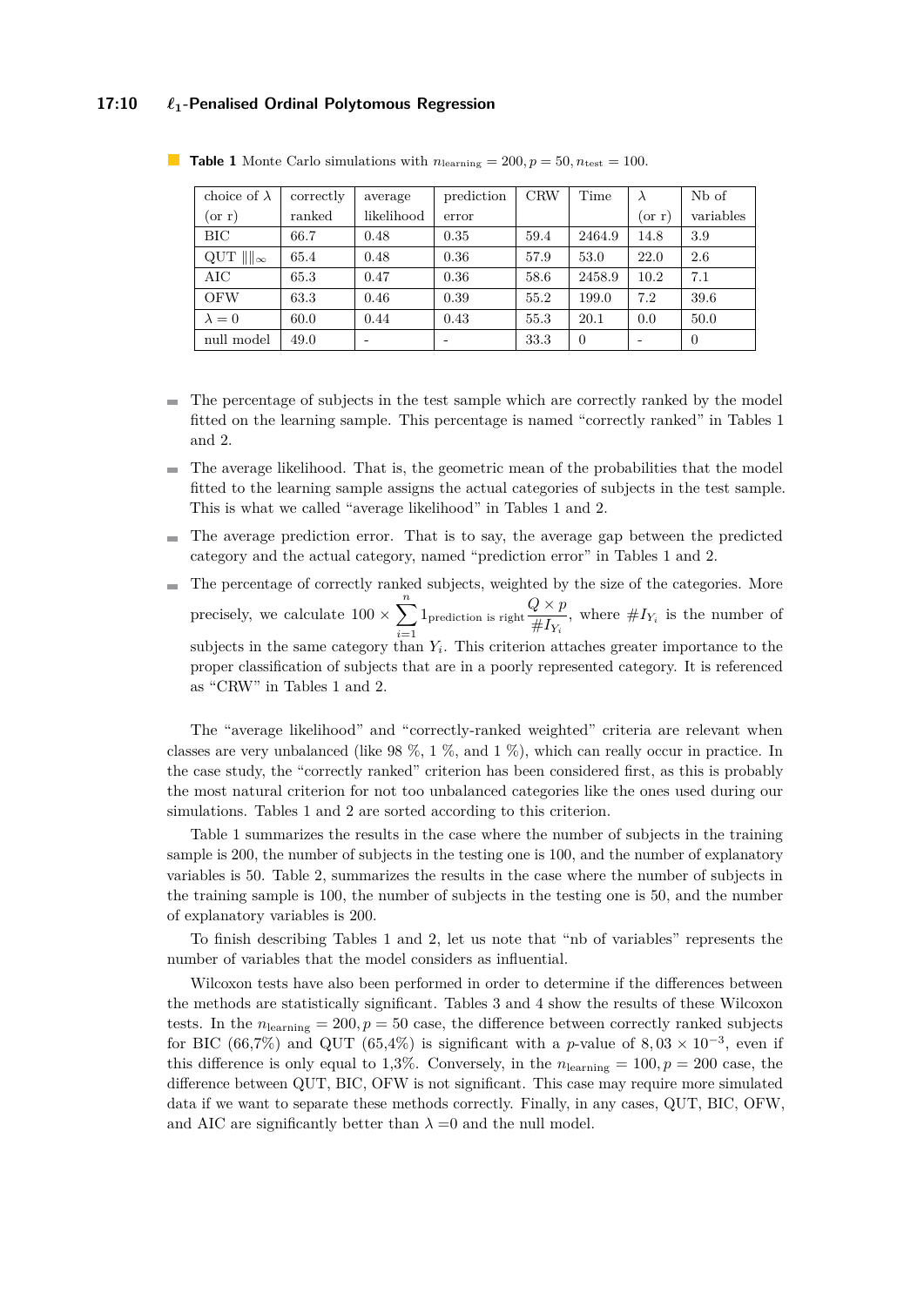**Table 1** Monte Carlo simulations with $n_{\text{learning}} = 200, p = 50, n_{\text{test}} = 100$.

| choice of $\lambda$ (or r) | correctly ranked | average likelihood | prediction error | CRW | Time | $\lambda$ (or r) | Nb of variables |
|---|---|---|---|---|---|---|---|
| BIC | 66.7 | 0.48 | 0.35 | 59.4 | 2464.9 | 14.8 | 3.9 |
| QUT $\|\|\|_\infty$ | 65.4 | 0.48 | 0.36 | 57.9 | 53.0 | 22.0 | 2.6 |
| AIC | 65.3 | 0.47 | 0.36 | 58.6 | 2458.9 | 10.2 | 7.1 |
| OFW | 63.3 | 0.46 | 0.39 | 55.2 | 199.0 | 7.2 | 39.6 |
| $\lambda = 0$ | 60.0 | 0.44 | 0.43 | 55.3 | 20.1 | 0.0 | 50.0 |
| null model | 49.0 | - | - | 33.3 | 0 | - | 0 |

- The percentage of subjects in the test sample which are correctly ranked by the model fitted on the learning sample. This percentage is named "correctly ranked" in Tables 1 and 2.
- The average likelihood. That is, the geometric mean of the probabilities that the model fitted to the learning sample assigns the actual categories of subjects in the test sample. This is what we called "average likelihood" in Tables 1 and 2.
- The average prediction error. That is to say, the average gap between the predicted category and the actual category, named "prediction error" in Tables 1 and 2.
- The percentage of correctly ranked subjects, weighted by the size of the categories. More precisely, we calculate $100 \times \sum_{i=1}^{n} 1_{\text{prediction is right}} \dfrac{Q \times p}{\# I_{Y_i}}$, where $\# I_{Y_i}$ is the number of subjects in the same category than $Y_i$. This criterion attaches greater importance to the proper classification of subjects that are in a poorly represented category. It is referenced as "CRW" in Tables 1 and 2.

The "average likelihood" and "correctly-ranked weighted" criteria are relevant when classes are very unbalanced (like 98 %, 1 %, and 1 %), which can really occur in practice. In the case study, the "correctly ranked" criterion has been considered first, as this is probably the most natural criterion for not too unbalanced categories like the ones used during our simulations. Tables 1 and 2 are sorted according to this criterion.

Table 1 summarizes the results in the case where the number of subjects in the training sample is 200, the number of subjects in the testing one is 100, and the number of explanatory variables is 50. Table 2, summarizes the results in the case where the number of subjects in the training sample is 100, the number of subjects in the testing one is 50, and the number of explanatory variables is 200.

To finish describing Tables 1 and 2, let us note that "nb of variables" represents the number of variables that the model considers as influential.

Wilcoxon tests have also been performed in order to determine if the differences between the methods are statistically significant. Tables 3 and 4 show the results of these Wilcoxon tests. In the $n_{\text{learning}} = 200, p = 50$ case, the difference between correctly ranked subjects for BIC (66,7%) and QUT (65,4%) is significant with a $p$-value of $8,03 \times 10^{-3}$, even if this difference is only equal to 1,3%. Conversely, in the $n_{\text{learning}} = 100, p = 200$ case, the difference between QUT, BIC, OFW is not significant. This case may require more simulated data if we want to separate these methods correctly. Finally, in any cases, QUT, BIC, OFW, and AIC are significantly better than $\lambda$ =0 and the null model.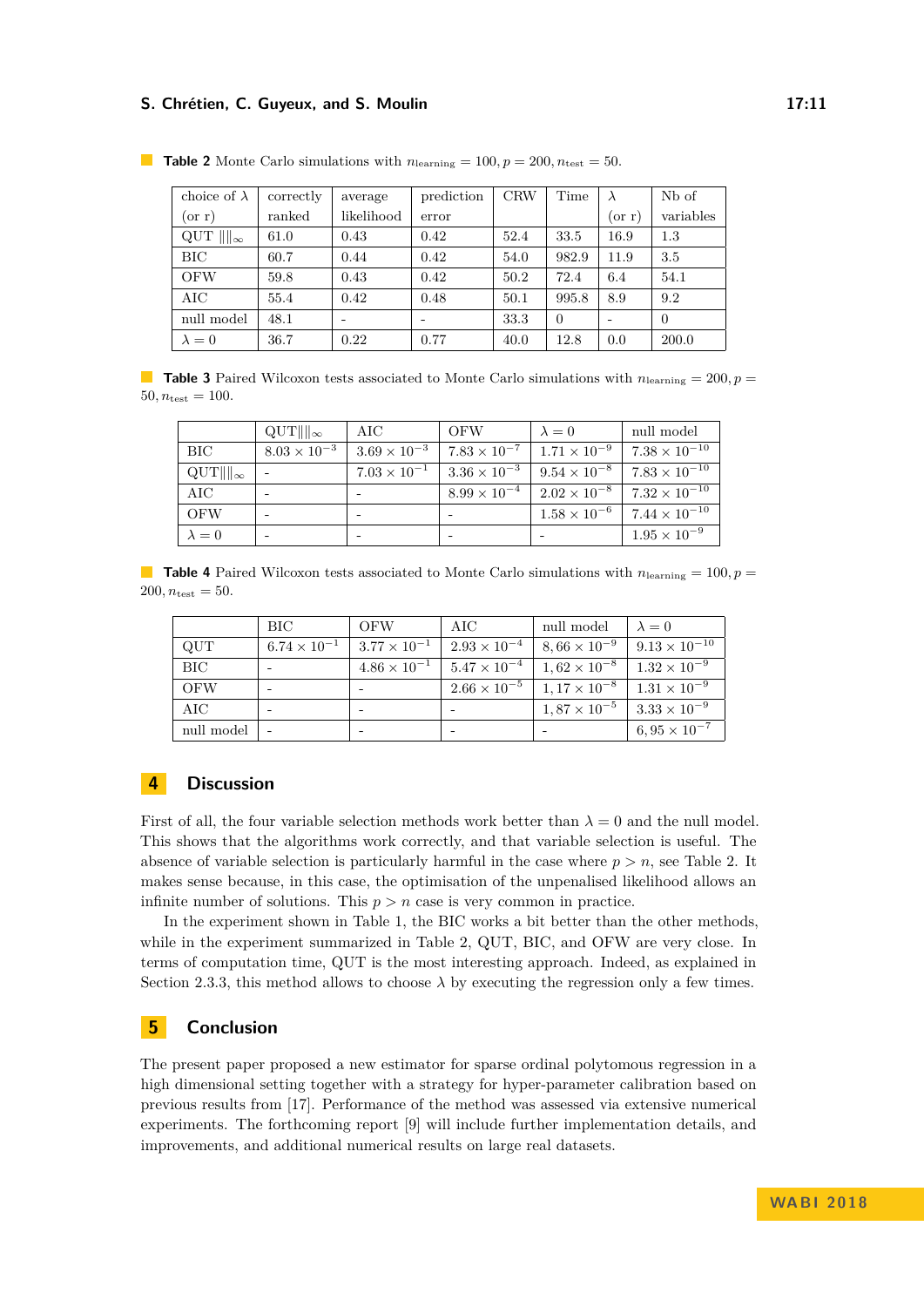**Table 2** Monte Carlo simulations with $n_{\text{learning}} = 100, p = 200, n_{\text{test}} = 50$.

| choice of $\lambda$ (or r) | correctly ranked | average likelihood | prediction error | CRW | Time | $\lambda$ (or r) | Nb of variables |
|---|---|---|---|---|---|---|---|
| QUT $\|\|\|_\infty$ | 61.0 | 0.43 | 0.42 | 52.4 | 33.5 | 16.9 | 1.3 |
| BIC | 60.7 | 0.44 | 0.42 | 54.0 | 982.9 | 11.9 | 3.5 |
| OFW | 59.8 | 0.43 | 0.42 | 50.2 | 72.4 | 6.4 | 54.1 |
| AIC | 55.4 | 0.42 | 0.48 | 50.1 | 995.8 | 8.9 | 9.2 |
| null model | 48.1 | - | - | 33.3 | 0 | - | 0 |
| $\lambda = 0$ | 36.7 | 0.22 | 0.77 | 40.0 | 12.8 | 0.0 | 200.0 |

**Table 3** Paired Wilcoxon tests associated to Monte Carlo simulations with $n_{\text{learning}} = 200, p = 50, n_{\text{test}} = 100$.

| | QUT$\|\|\|_\infty$ | AIC | OFW | $\lambda = 0$ | null model |
|---|---|---|---|---|---|
| BIC | $8.03 \times 10^{-3}$ | $3.69 \times 10^{-3}$ | $7.83 \times 10^{-7}$ | $1.71 \times 10^{-9}$ | $7.38 \times 10^{-10}$ |
| QUT$\|\|\|_\infty$ | - | $7.03 \times 10^{-1}$ | $3.36 \times 10^{-3}$ | $9.54 \times 10^{-8}$ | $7.83 \times 10^{-10}$ |
| AIC | - | - | $8.99 \times 10^{-4}$ | $2.02 \times 10^{-8}$ | $7.32 \times 10^{-10}$ |
| OFW | - | - | - | $1.58 \times 10^{-6}$ | $7.44 \times 10^{-10}$ |
| $\lambda = 0$ | - | - | - | - | $1.95 \times 10^{-9}$ |

**Table 4** Paired Wilcoxon tests associated to Monte Carlo simulations with $n_{\text{learning}} = 100, p = 200, n_{\text{test}} = 50$.

| | BIC | OFW | AIC | null model | $\lambda = 0$ |
|---|---|---|---|---|---|
| QUT | $6.74 \times 10^{-1}$ | $3.77 \times 10^{-1}$ | $2.93 \times 10^{-4}$ | $8,66 \times 10^{-9}$ | $9.13 \times 10^{-10}$ |
| BIC | - | $4.86 \times 10^{-1}$ | $5.47 \times 10^{-4}$ | $1,62 \times 10^{-8}$ | $1.32 \times 10^{-9}$ |
| OFW | - | - | $2.66 \times 10^{-5}$ | $1,17 \times 10^{-8}$ | $1.31 \times 10^{-9}$ |
| AIC | - | - | - | $1,87 \times 10^{-5}$ | $3.33 \times 10^{-9}$ |
| null model | - | - | - | - | $6,95 \times 10^{-7}$ |

## 4 Discussion

First of all, the four variable selection methods work better than $\lambda = 0$ and the null model. This shows that the algorithms work correctly, and that variable selection is useful. The absence of variable selection is particularly harmful in the case where $p > n$, see Table 2. It makes sense because, in this case, the optimisation of the unpenalised likelihood allows an infinite number of solutions. This $p > n$ case is very common in practice.

In the experiment shown in Table 1, the BIC works a bit better than the other methods, while in the experiment summarized in Table 2, QUT, BIC, and OFW are very close. In terms of computation time, QUT is the most interesting approach. Indeed, as explained in Section 2.3.3, this method allows to choose $\lambda$ by executing the regression only a few times.

## 5 Conclusion

The present paper proposed a new estimator for sparse ordinal polytomous regression in a high dimensional setting together with a strategy for hyper-parameter calibration based on previous results from [17]. Performance of the method was assessed via extensive numerical experiments. The forthcoming report [9] will include further implementation details, and improvements, and additional numerical results on large real datasets.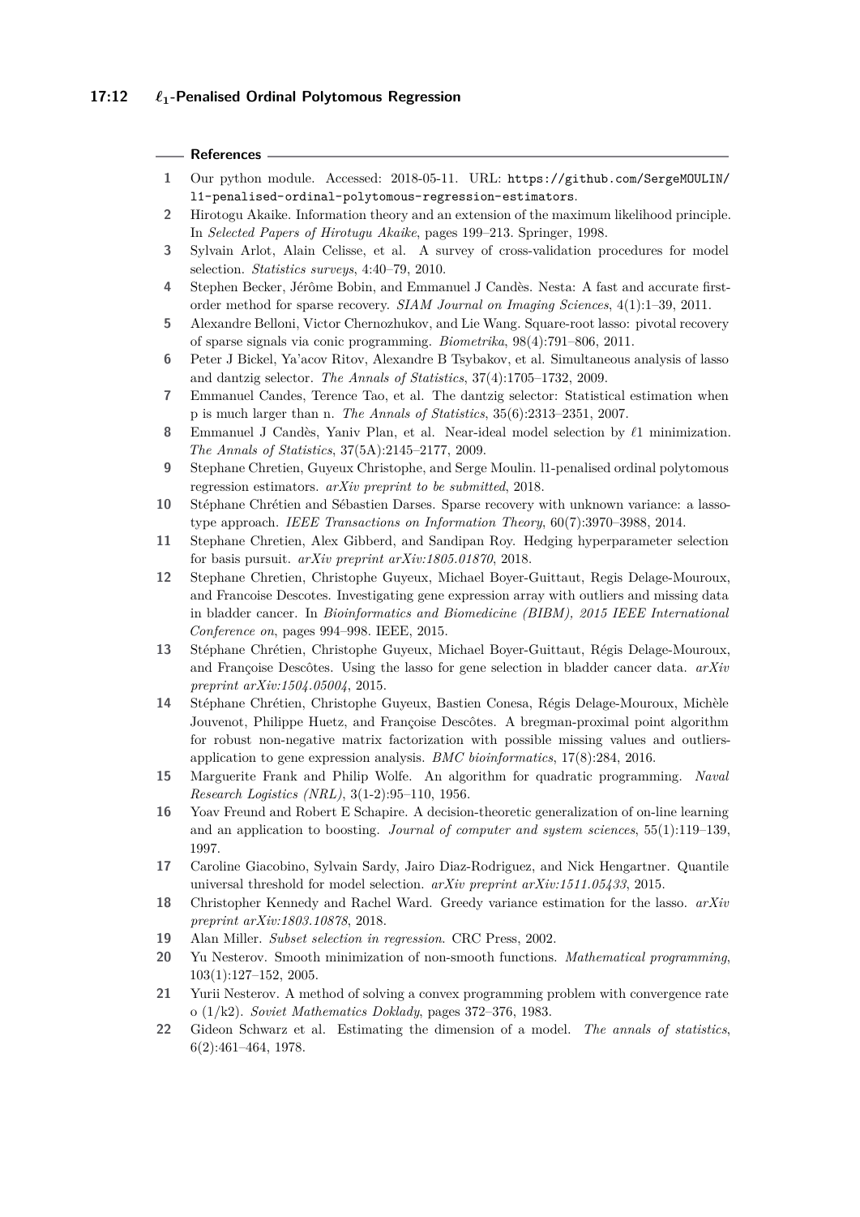## References

1. Our python module. Accessed: 2018-05-11. URL: https://github.com/SergeMOULIN/l1-penalised-ordinal-polytomous-regression-estimators.
2. Hirotogu Akaike. Information theory and an extension of the maximum likelihood principle. In *Selected Papers of Hirotugu Akaike*, pages 199–213. Springer, 1998.
3. Sylvain Arlot, Alain Celisse, et al. A survey of cross-validation procedures for model selection. *Statistics surveys*, 4:40–79, 2010.
4. Stephen Becker, Jérôme Bobin, and Emmanuel J Candès. Nesta: A fast and accurate first-order method for sparse recovery. *SIAM Journal on Imaging Sciences*, 4(1):1–39, 2011.
5. Alexandre Belloni, Victor Chernozhukov, and Lie Wang. Square-root lasso: pivotal recovery of sparse signals via conic programming. *Biometrika*, 98(4):791–806, 2011.
6. Peter J Bickel, Ya'acov Ritov, Alexandre B Tsybakov, et al. Simultaneous analysis of lasso and dantzig selector. *The Annals of Statistics*, 37(4):1705–1732, 2009.
7. Emmanuel Candes, Terence Tao, et al. The dantzig selector: Statistical estimation when p is much larger than n. *The Annals of Statistics*, 35(6):2313–2351, 2007.
8. Emmanuel J Candès, Yaniv Plan, et al. Near-ideal model selection by $\ell 1$ minimization. *The Annals of Statistics*, 37(5A):2145–2177, 2009.
9. Stephane Chretien, Guyeux Christophe, and Serge Moulin. l1-penalised ordinal polytomous regression estimators. *arXiv preprint to be submitted*, 2018.
10. Stéphane Chrétien and Sébastien Darses. Sparse recovery with unknown variance: a lasso-type approach. *IEEE Transactions on Information Theory*, 60(7):3970–3988, 2014.
11. Stephane Chretien, Alex Gibberd, and Sandipan Roy. Hedging hyperparameter selection for basis pursuit. *arXiv preprint arXiv:1805.01870*, 2018.
12. Stephane Chretien, Christophe Guyeux, Michael Boyer-Guittaut, Regis Delage-Mouroux, and Francoise Descotes. Investigating gene expression array with outliers and missing data in bladder cancer. In *Bioinformatics and Biomedicine (BIBM), 2015 IEEE International Conference on*, pages 994–998. IEEE, 2015.
13. Stéphane Chrétien, Christophe Guyeux, Michael Boyer-Guittaut, Régis Delage-Mouroux, and Françoise Descôtes. Using the lasso for gene selection in bladder cancer data. *arXiv preprint arXiv:1504.05004*, 2015.
14. Stéphane Chrétien, Christophe Guyeux, Bastien Conesa, Régis Delage-Mouroux, Michèle Jouvenot, Philippe Huetz, and Françoise Descôtes. A bregman-proximal point algorithm for robust non-negative matrix factorization with possible missing values and outliers-application to gene expression analysis. *BMC bioinformatics*, 17(8):284, 2016.
15. Marguerite Frank and Philip Wolfe. An algorithm for quadratic programming. *Naval Research Logistics (NRL)*, 3(1-2):95–110, 1956.
16. Yoav Freund and Robert E Schapire. A decision-theoretic generalization of on-line learning and an application to boosting. *Journal of computer and system sciences*, 55(1):119–139, 1997.
17. Caroline Giacobino, Sylvain Sardy, Jairo Diaz-Rodriguez, and Nick Hengartner. Quantile universal threshold for model selection. *arXiv preprint arXiv:1511.05433*, 2015.
18. Christopher Kennedy and Rachel Ward. Greedy variance estimation for the lasso. *arXiv preprint arXiv:1803.10878*, 2018.
19. Alan Miller. *Subset selection in regression*. CRC Press, 2002.
20. Yu Nesterov. Smooth minimization of non-smooth functions. *Mathematical programming*, 103(1):127–152, 2005.
21. Yurii Nesterov. A method of solving a convex programming problem with convergence rate o (1/k2). *Soviet Mathematics Doklady*, pages 372–376, 1983.
22. Gideon Schwarz et al. Estimating the dimension of a model. *The annals of statistics*, 6(2):461–464, 1978.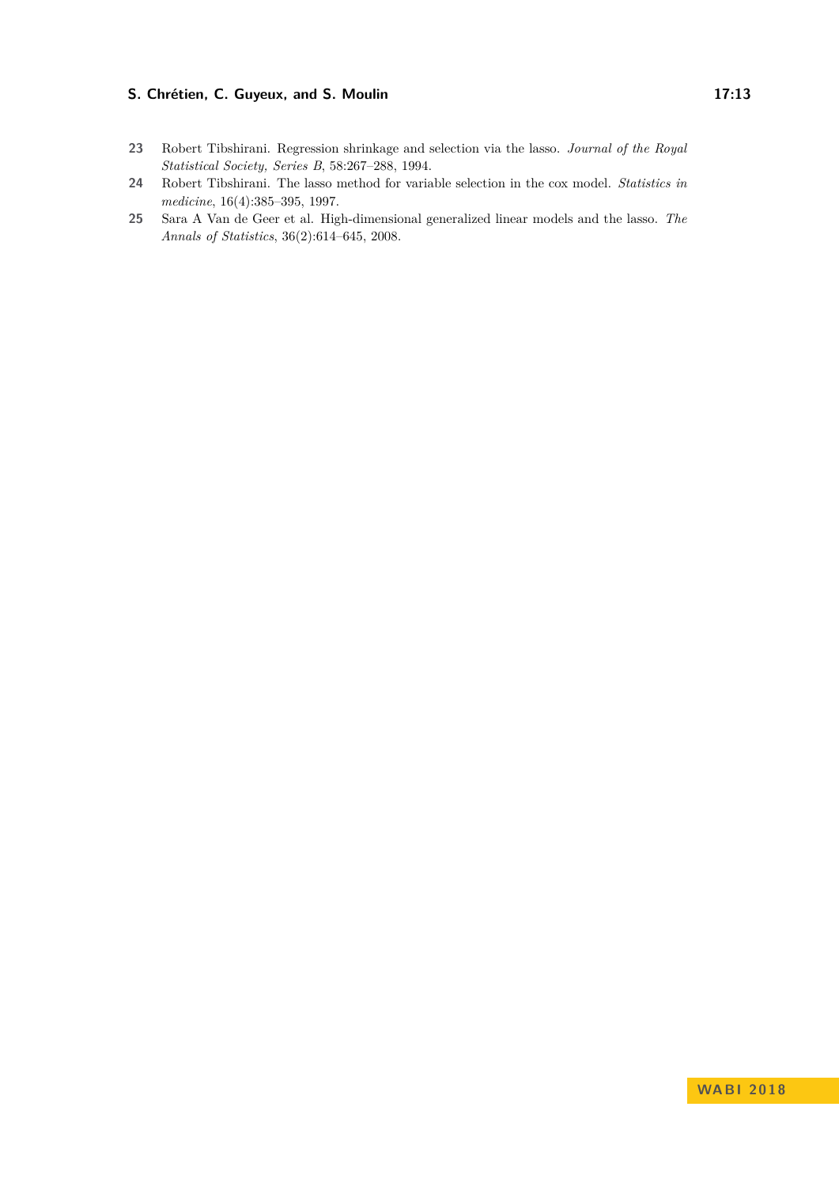23 Robert Tibshirani. Regression shrinkage and selection via the lasso. *Journal of the Royal Statistical Society, Series B*, 58:267–288, 1994.

24 Robert Tibshirani. The lasso method for variable selection in the cox model. *Statistics in medicine*, 16(4):385–395, 1997.

25 Sara A Van de Geer et al. High-dimensional generalized linear models and the lasso. *The Annals of Statistics*, 36(2):614–645, 2008.